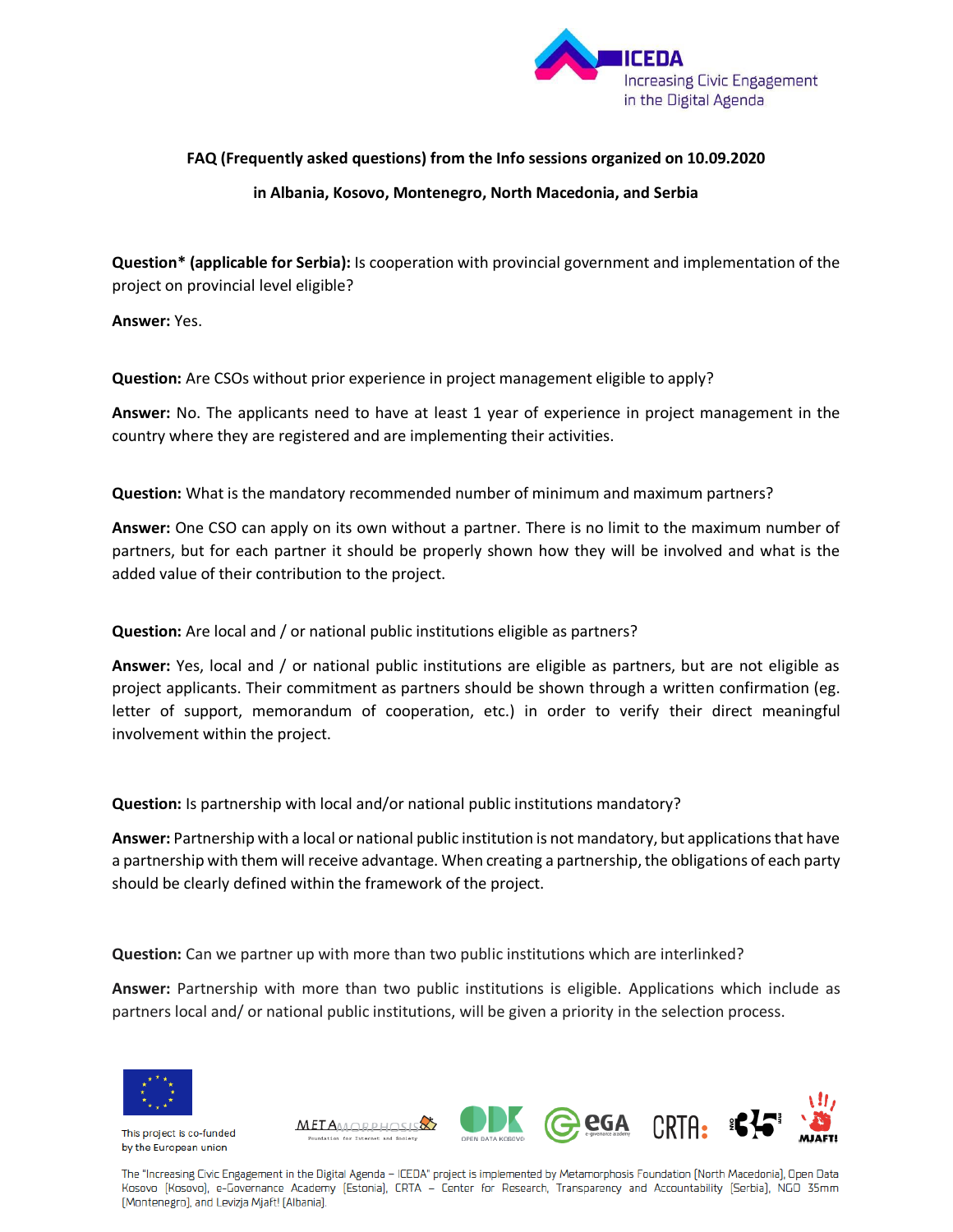**FAQ (Frequently asked questions) from the Info sessions organized on 10.09.2020**

**in Albania, Kosovo, Montenegro, North Macedonia, and Serbia**

**Question* (applicable for Serbia):** Is cooperation with provincial government and implementation of the project on provincial level eligible?

**Answer:** Yes.

**Question:** Are CSOs without prior experience in project management eligible to apply?

**Answer:** No. The applicants need to have at least 1 year of experience in project management in the country where they are registered and are implementing their activities.

**Question:** What is the mandatory recommended number of minimum and maximum partners?

**Answer:** One CSO can apply on its own without a partner. There is no limit to the maximum number of partners, but for each partner it should be properly shown how they will be involved and what is the added value of their contribution to the project.

**Question:** Are local and / or national public institutions eligible as partners?

**Answer:** Yes, local and / or national public institutions are eligible as partners, but are not eligible as project applicants. Their commitment as partners should be shown through a written confirmation (eg. letter of support, memorandum of cooperation, etc.) in order to verify their direct meaningful involvement within the project.

**Question:** Is partnership with local and/or national public institutions mandatory?

**Answer:** Partnership with a local or national public institution is not mandatory, but applications that have a partnership with them will receive advantage. When creating a partnership, the obligations of each party should be clearly defined within the framework of the project.

**Question:** Can we partner up with more than two public institutions which are interlinked?

**Answer:** Partnership with more than two public institutions is eligible. Applications which include as partners local and/ or national public institutions, will be given a priority in the selection process.

This project is co-funded by the European union

The "Increasing Civic Engagement in the Digital Agenda – ICEDA" project is implemented by Metamorphosis Foundation (North Macedonia), Open Data Kosovo (Kosovo), e-Governance Academy (Estonia), CRTA – Center for Research, Transparency and Accountability (Serbia), NGO 35mm (Montenegro), and Levizja Mjaft! (Albania).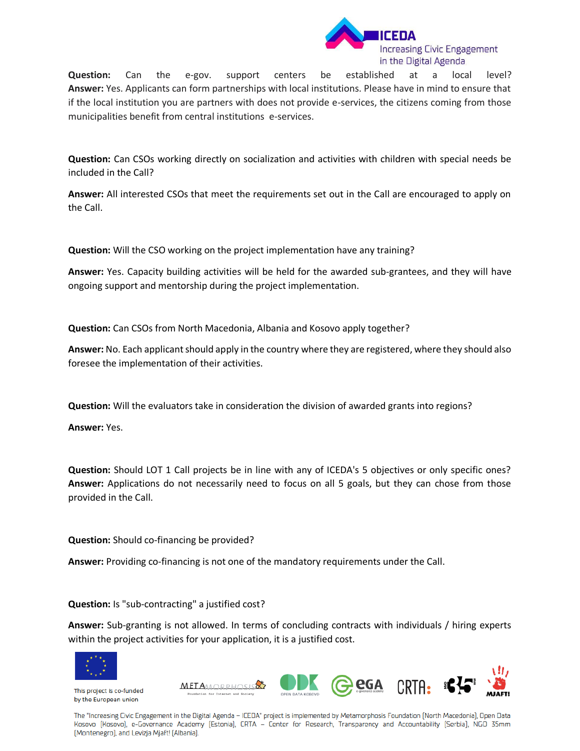**Question:** Can the e-gov. support centers be established at a local level?
**Answer:** Yes. Applicants can form partnerships with local institutions. Please have in mind to ensure that if the local institution you are partners with does not provide e-services, the citizens coming from those municipalities benefit from central institutions e-services.

**Question:** Can CSOs working directly on socialization and activities with children with special needs be included in the Call?

**Answer:** All interested CSOs that meet the requirements set out in the Call are encouraged to apply on the Call.

**Question:** Will the CSO working on the project implementation have any training?

**Answer:** Yes. Capacity building activities will be held for the awarded sub-grantees, and they will have ongoing support and mentorship during the project implementation.

**Question:** Can CSOs from North Macedonia, Albania and Kosovo apply together?

**Answer:** No. Each applicant should apply in the country where they are registered, where they should also foresee the implementation of their activities.

**Question:** Will the evaluators take in consideration the division of awarded grants into regions?

**Answer:** Yes.

**Question:** Should LOT 1 Call projects be in line with any of ICEDA's 5 objectives or only specific ones?
**Answer:** Applications do not necessarily need to focus on all 5 goals, but they can chose from those provided in the Call.

**Question:** Should co-financing be provided?

**Answer:** Providing co-financing is not one of the mandatory requirements under the Call.

**Question:** Is "sub-contracting" a justified cost?

**Answer:** Sub-granting is not allowed. In terms of concluding contracts with individuals / hiring experts within the project activities for your application, it is a justified cost.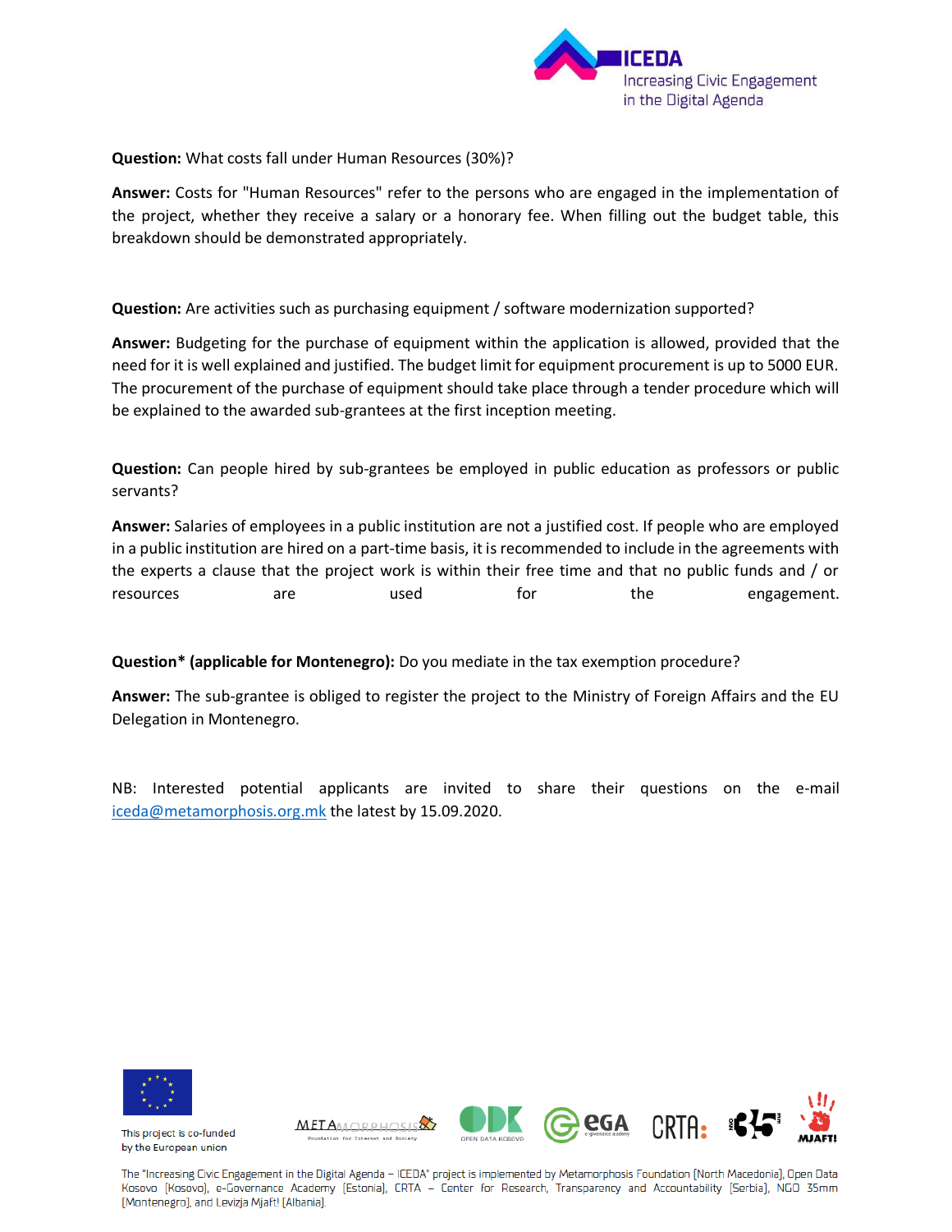**Question:** What costs fall under Human Resources (30%)?

**Answer:** Costs for "Human Resources" refer to the persons who are engaged in the implementation of the project, whether they receive a salary or a honorary fee. When filling out the budget table, this breakdown should be demonstrated appropriately.

**Question:** Are activities such as purchasing equipment / software modernization supported?

**Answer:** Budgeting for the purchase of equipment within the application is allowed, provided that the need for it is well explained and justified. The budget limit for equipment procurement is up to 5000 EUR. The procurement of the purchase of equipment should take place through a tender procedure which will be explained to the awarded sub-grantees at the first inception meeting.

**Question:** Can people hired by sub-grantees be employed in public education as professors or public servants?

**Answer:** Salaries of employees in a public institution are not a justified cost. If people who are employed in a public institution are hired on a part-time basis, it is recommended to include in the agreements with the experts a clause that the project work is within their free time and that no public funds and / or resources are used for the engagement.

**Question* (applicable for Montenegro):** Do you mediate in the tax exemption procedure?

**Answer:** The sub-grantee is obliged to register the project to the Ministry of Foreign Affairs and the EU Delegation in Montenegro.

NB: Interested potential applicants are invited to share their questions on the e-mail iceda@metamorphosis.org.mk the latest by 15.09.2020.

This project is co-funded by the European union

The "Increasing Civic Engagement in the Digital Agenda – ICEDA" project is implemented by Metamorphosis Foundation (North Macedonia), Open Data Kosovo (Kosovo), e-Governance Academy (Estonia), CRTA – Center for Research, Transparency and Accountability (Serbia), NGO 35mm (Montenegro), and Levizja Mjaft! (Albania).